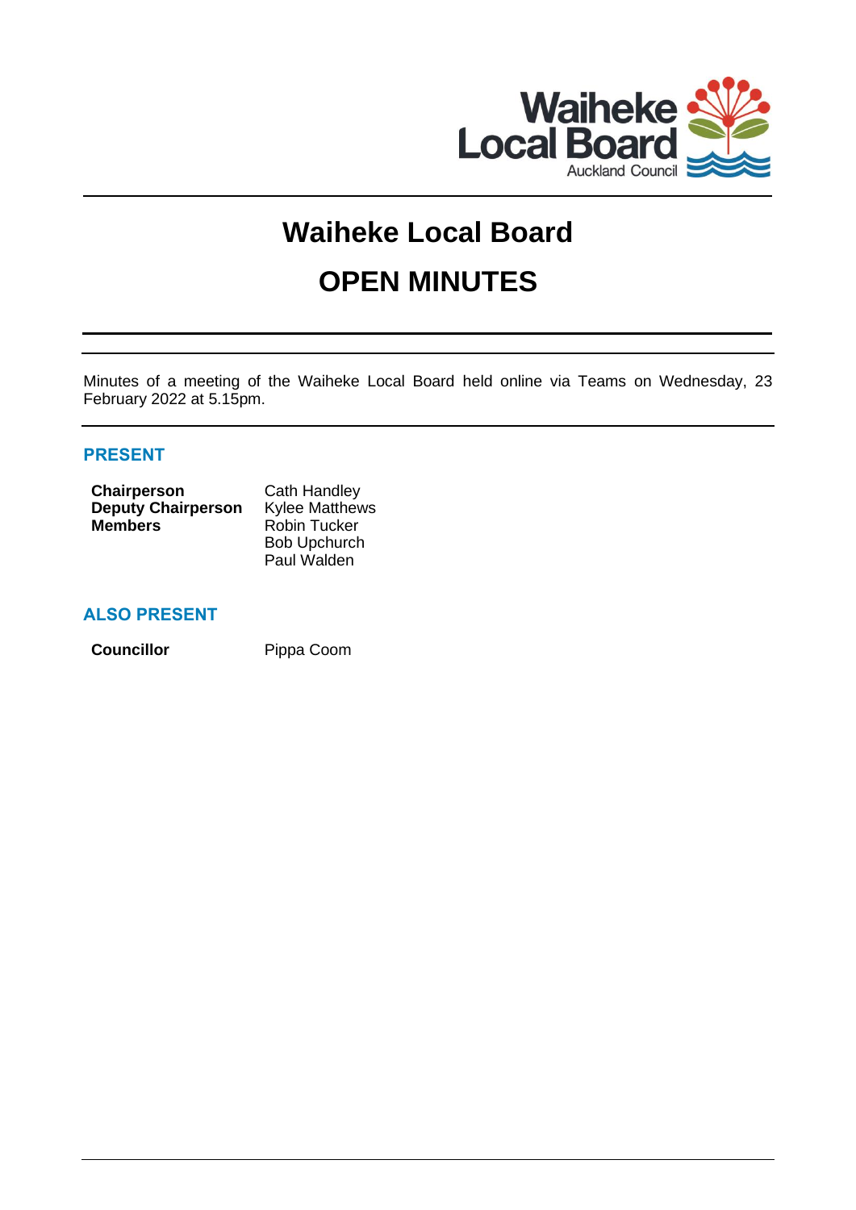# Waiheke Local Board

# OPEN MINUTES

Minutes of a meeting of the Waiheke Local Board held online via Teams on Wednesday, 23 February 2022 at 5.15pm.

## PRESENT

| | |
|---|---|
| **Chairperson** | Cath Handley |
| **Deputy Chairperson** | Kylee Matthews |
| **Members** | Robin Tucker |
| | Bob Upchurch |
| | Paul Walden |

## ALSO PRESENT

| | |
|---|---|
| **Councillor** | Pippa Coom |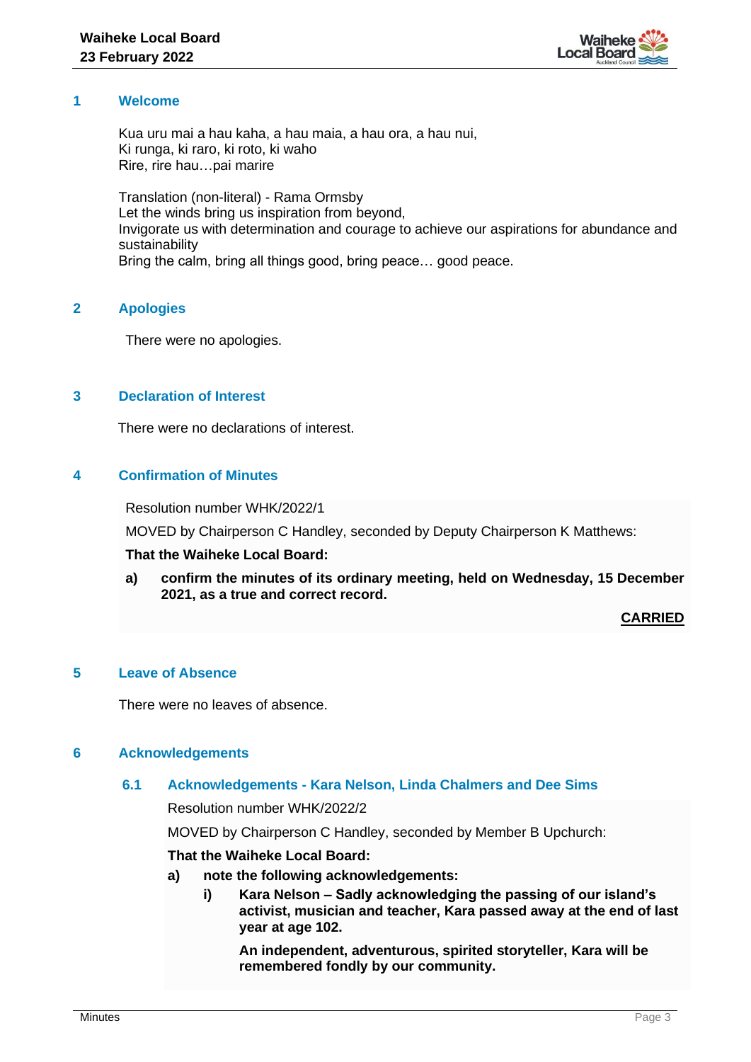## 1 Welcome

Kua uru mai a hau kaha, a hau maia, a hau ora, a hau nui,
Ki runga, ki raro, ki roto, ki waho
Rire, rire hau…pai marire

Translation (non-literal) - Rama Ormsby
Let the winds bring us inspiration from beyond,
Invigorate us with determination and courage to achieve our aspirations for abundance and sustainability
Bring the calm, bring all things good, bring peace… good peace.

## 2 Apologies

There were no apologies.

## 3 Declaration of Interest

There were no declarations of interest.

## 4 Confirmation of Minutes

Resolution number WHK/2022/1

MOVED by Chairperson C Handley, seconded by Deputy Chairperson K Matthews:

**That the Waiheke Local Board:**

**a) confirm the minutes of its ordinary meeting, held on Wednesday, 15 December 2021, as a true and correct record.**

**CARRIED**

## 5 Leave of Absence

There were no leaves of absence.

## 6 Acknowledgements

### 6.1 Acknowledgements - Kara Nelson, Linda Chalmers and Dee Sims

Resolution number WHK/2022/2

MOVED by Chairperson C Handley, seconded by Member B Upchurch:

**That the Waiheke Local Board:**

**a) note the following acknowledgements:**

**i) Kara Nelson – Sadly acknowledging the passing of our island's activist, musician and teacher, Kara passed away at the end of last year at age 102.**

**An independent, adventurous, spirited storyteller, Kara will be remembered fondly by our community.**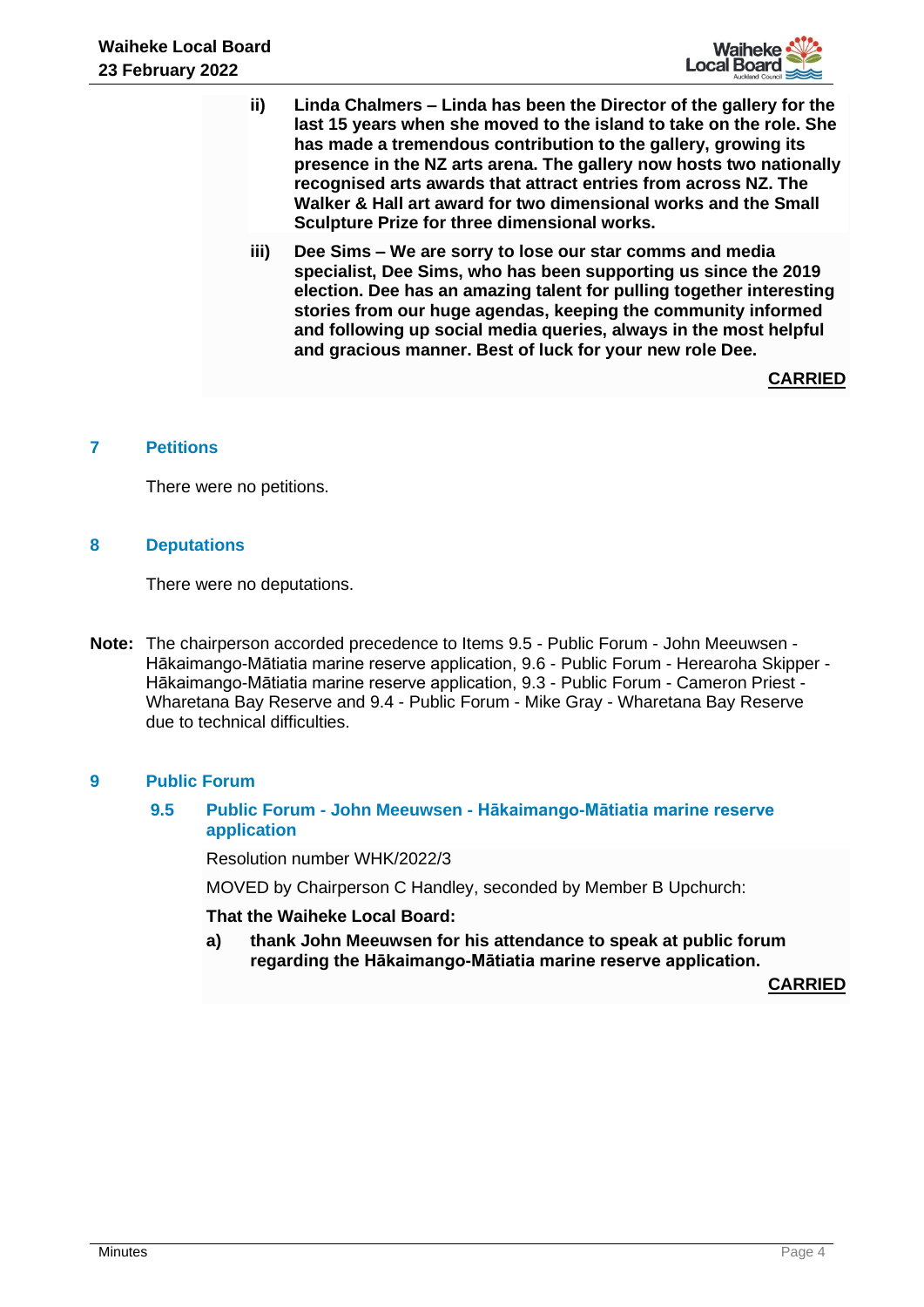ii) **Linda Chalmers – Linda has been the Director of the gallery for the last 15 years when she moved to the island to take on the role. She has made a tremendous contribution to the gallery, growing its presence in the NZ arts arena. The gallery now hosts two nationally recognised arts awards that attract entries from across NZ. The Walker & Hall art award for two dimensional works and the Small Sculpture Prize for three dimensional works.**

iii) **Dee Sims – We are sorry to lose our star comms and media specialist, Dee Sims, who has been supporting us since the 2019 election. Dee has an amazing talent for pulling together interesting stories from our huge agendas, keeping the community informed and following up social media queries, always in the most helpful and gracious manner. Best of luck for your new role Dee.**

**CARRIED**

## 7 Petitions

There were no petitions.

## 8 Deputations

There were no deputations.

**Note:** The chairperson accorded precedence to Items 9.5 - Public Forum - John Meeuwsen - Hākaimango-Mātiatia marine reserve application, 9.6 - Public Forum - Herearoha Skipper - Hākaimango-Mātiatia marine reserve application, 9.3 - Public Forum - Cameron Priest - Wharetana Bay Reserve and 9.4 - Public Forum - Mike Gray - Wharetana Bay Reserve due to technical difficulties.

## 9 Public Forum

### 9.5 Public Forum - John Meeuwsen - Hākaimango-Mātiatia marine reserve application

Resolution number WHK/2022/3

MOVED by Chairperson C Handley, seconded by Member B Upchurch:

**That the Waiheke Local Board:**

a) **thank John Meeuwsen for his attendance to speak at public forum regarding the Hākaimango-Mātiatia marine reserve application.**

**CARRIED**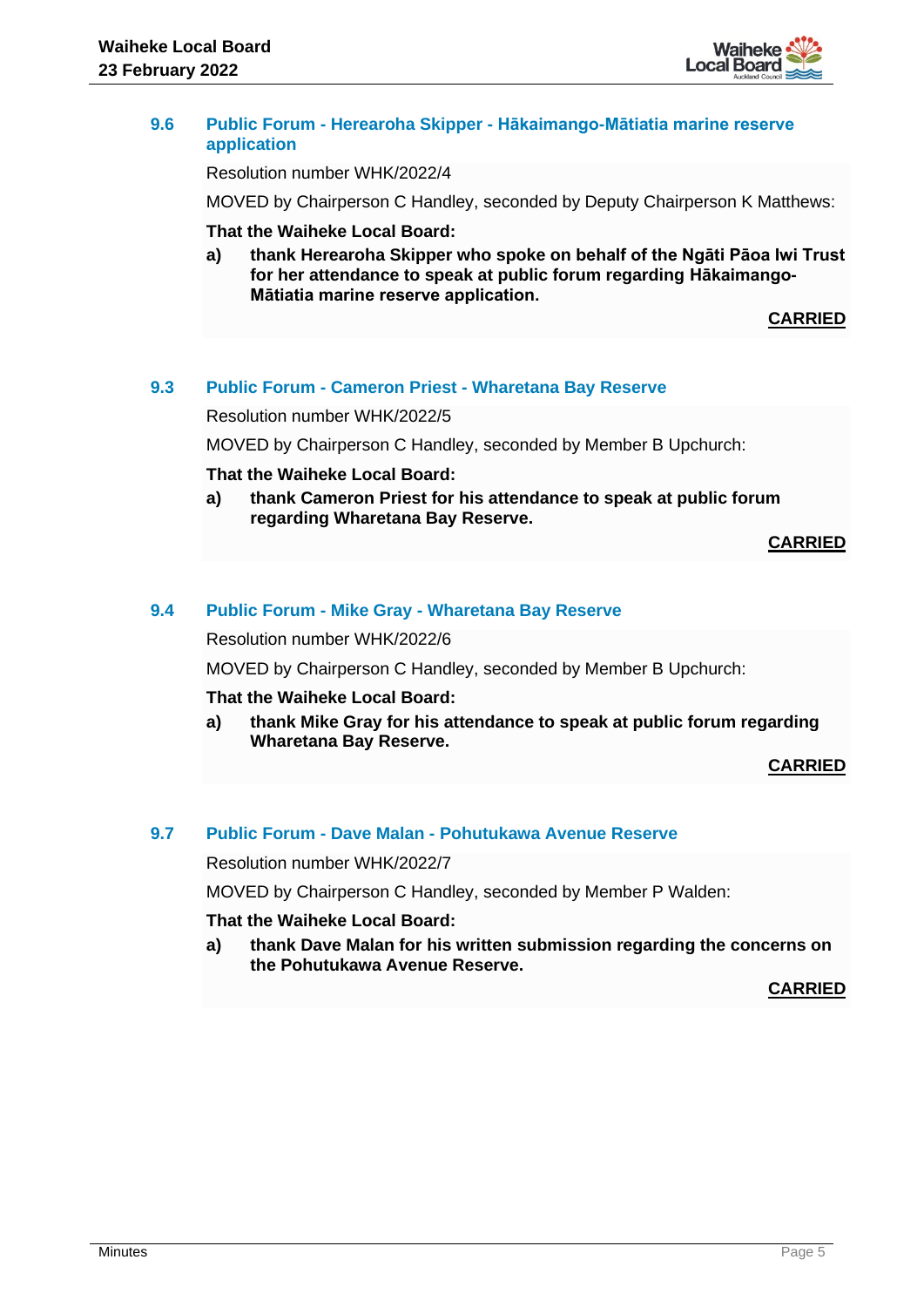### 9.6 Public Forum - Herearoha Skipper - Hākaimango-Mātiatia marine reserve application

Resolution number WHK/2022/4

MOVED by Chairperson C Handley, seconded by Deputy Chairperson K Matthews:

**That the Waiheke Local Board:**

**a) thank Herearoha Skipper who spoke on behalf of the Ngāti Pāoa Iwi Trust for her attendance to speak at public forum regarding Hākaimango-Mātiatia marine reserve application.**

**CARRIED**

### 9.3 Public Forum - Cameron Priest - Wharetana Bay Reserve

Resolution number WHK/2022/5

MOVED by Chairperson C Handley, seconded by Member B Upchurch:

**That the Waiheke Local Board:**

**a) thank Cameron Priest for his attendance to speak at public forum regarding Wharetana Bay Reserve.**

**CARRIED**

### 9.4 Public Forum - Mike Gray - Wharetana Bay Reserve

Resolution number WHK/2022/6

MOVED by Chairperson C Handley, seconded by Member B Upchurch:

**That the Waiheke Local Board:**

**a) thank Mike Gray for his attendance to speak at public forum regarding Wharetana Bay Reserve.**

**CARRIED**

### 9.7 Public Forum - Dave Malan - Pohutukawa Avenue Reserve

Resolution number WHK/2022/7

MOVED by Chairperson C Handley, seconded by Member P Walden:

**That the Waiheke Local Board:**

**a) thank Dave Malan for his written submission regarding the concerns on the Pohutukawa Avenue Reserve.**

**CARRIED**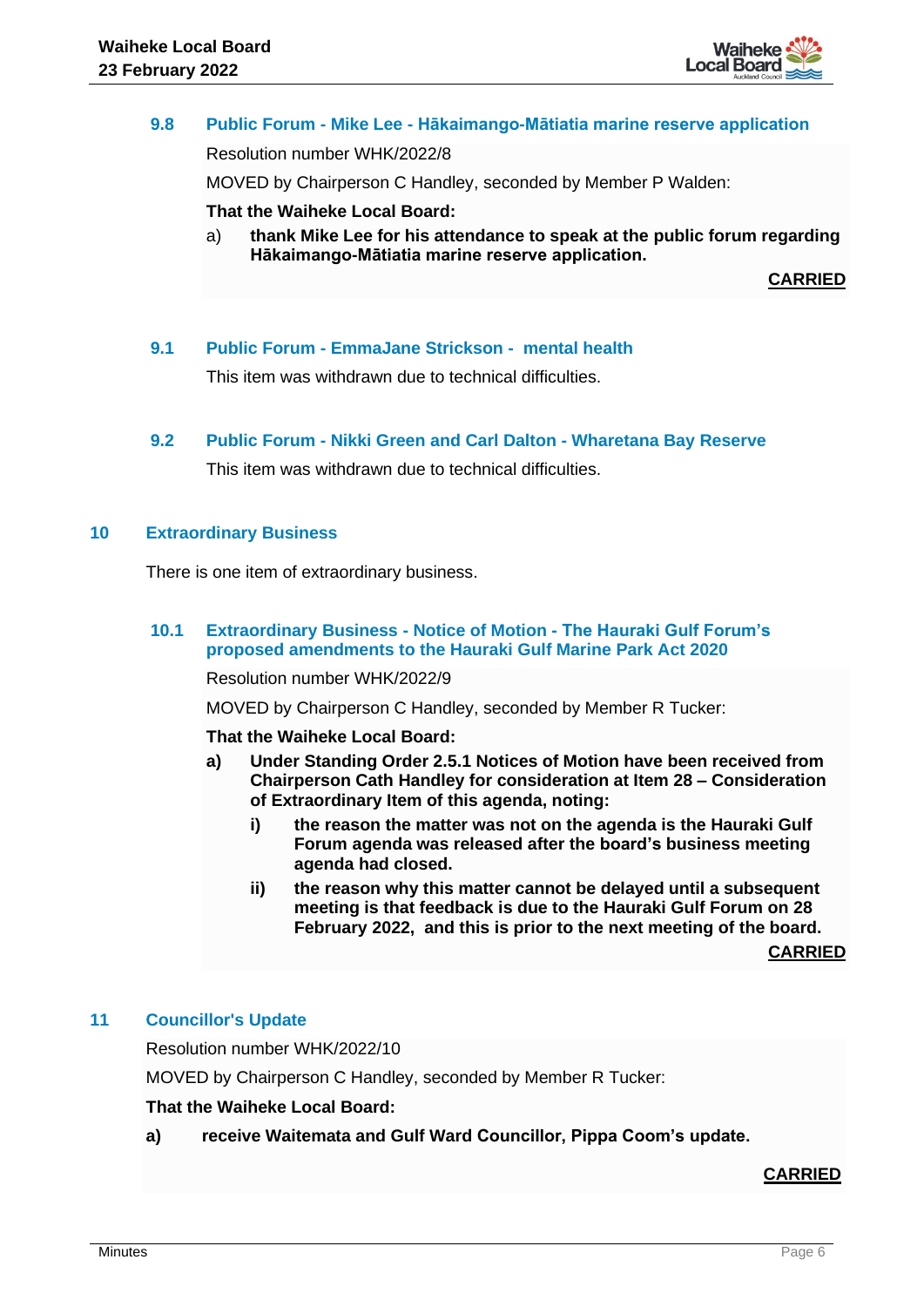### 9.8 Public Forum - Mike Lee - Hākaimango-Mātiatia marine reserve application

Resolution number WHK/2022/8

MOVED by Chairperson C Handley, seconded by Member P Walden:

**That the Waiheke Local Board:**

a) **thank Mike Lee for his attendance to speak at the public forum regarding Hākaimango-Mātiatia marine reserve application.**

**CARRIED**

### 9.1 Public Forum - EmmaJane Strickson - mental health

This item was withdrawn due to technical difficulties.

### 9.2 Public Forum - Nikki Green and Carl Dalton - Wharetana Bay Reserve

This item was withdrawn due to technical difficulties.

## 10 Extraordinary Business

There is one item of extraordinary business.

### 10.1 Extraordinary Business - Notice of Motion - The Hauraki Gulf Forum's proposed amendments to the Hauraki Gulf Marine Park Act 2020

Resolution number WHK/2022/9

MOVED by Chairperson C Handley, seconded by Member R Tucker:

**That the Waiheke Local Board:**

**a) Under Standing Order 2.5.1 Notices of Motion have been received from Chairperson Cath Handley for consideration at Item 28 – Consideration of Extraordinary Item of this agenda, noting:**

**i) the reason the matter was not on the agenda is the Hauraki Gulf Forum agenda was released after the board's business meeting agenda had closed.**

**ii) the reason why this matter cannot be delayed until a subsequent meeting is that feedback is due to the Hauraki Gulf Forum on 28 February 2022, and this is prior to the next meeting of the board.**

**CARRIED**

## 11 Councillor's Update

Resolution number WHK/2022/10

MOVED by Chairperson C Handley, seconded by Member R Tucker:

**That the Waiheke Local Board:**

**a) receive Waitemata and Gulf Ward Councillor, Pippa Coom's update.**

**CARRIED**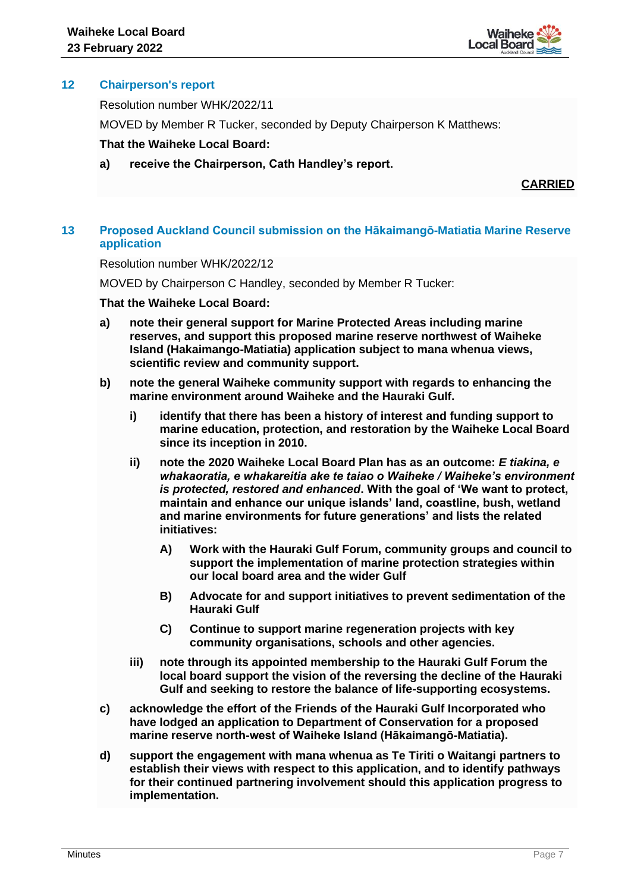## 12 Chairperson's report

Resolution number WHK/2022/11

MOVED by Member R Tucker, seconded by Deputy Chairperson K Matthews:

**That the Waiheke Local Board:**

**a) receive the Chairperson, Cath Handley's report.**

**CARRIED**

## 13 Proposed Auckland Council submission on the Hākaimangō-Matiatia Marine Reserve application

Resolution number WHK/2022/12

MOVED by Chairperson C Handley, seconded by Member R Tucker:

**That the Waiheke Local Board:**

**a) note their general support for Marine Protected Areas including marine reserves, and support this proposed marine reserve northwest of Waiheke Island (Hakaimango-Matiatia) application subject to mana whenua views, scientific review and community support.**

**b) note the general Waiheke community support with regards to enhancing the marine environment around Waiheke and the Hauraki Gulf.**

**i) identify that there has been a history of interest and funding support to marine education, protection, and restoration by the Waiheke Local Board since its inception in 2010.**

**ii) note the 2020 Waiheke Local Board Plan has as an outcome: *E tiakina, e whakaoratia, e whakareitia ake te taiao o Waiheke / Waiheke's environment is protected, restored and enhanced*. With the goal of 'We want to protect, maintain and enhance our unique islands' land, coastline, bush, wetland and marine environments for future generations' and lists the related initiatives:**

**A) Work with the Hauraki Gulf Forum, community groups and council to support the implementation of marine protection strategies within our local board area and the wider Gulf**

**B) Advocate for and support initiatives to prevent sedimentation of the Hauraki Gulf**

**C) Continue to support marine regeneration projects with key community organisations, schools and other agencies.**

**iii) note through its appointed membership to the Hauraki Gulf Forum the local board support the vision of the reversing the decline of the Hauraki Gulf and seeking to restore the balance of life-supporting ecosystems.**

**c) acknowledge the effort of the Friends of the Hauraki Gulf Incorporated who have lodged an application to Department of Conservation for a proposed marine reserve north-west of Waiheke Island (Hākaimangō-Matiatia).**

**d) support the engagement with mana whenua as Te Tiriti o Waitangi partners to establish their views with respect to this application, and to identify pathways for their continued partnering involvement should this application progress to implementation.**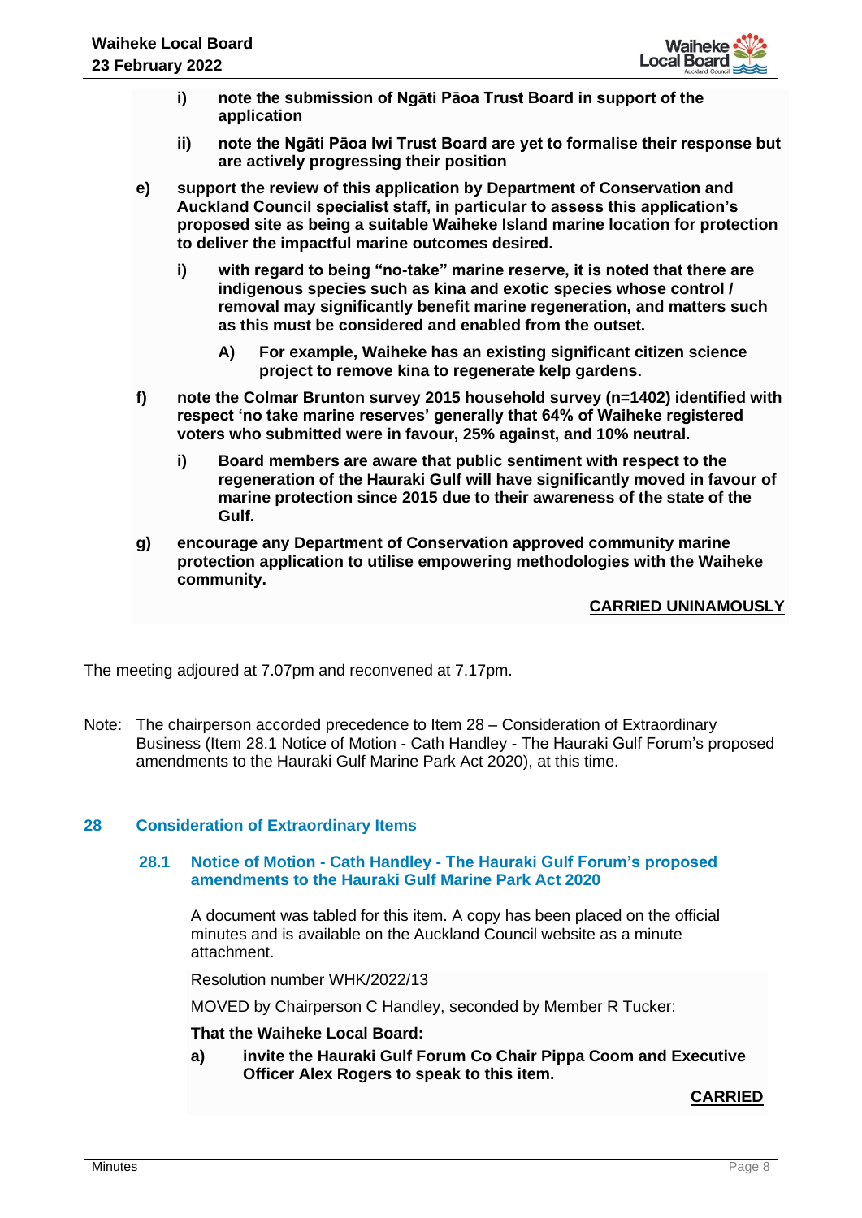- i) **note the submission of Ngāti Pāoa Trust Board in support of the application**
- ii) **note the Ngāti Pāoa Iwi Trust Board are yet to formalise their response but are actively progressing their position**

e) **support the review of this application by Department of Conservation and Auckland Council specialist staff, in particular to assess this application's proposed site as being a suitable Waiheke Island marine location for protection to deliver the impactful marine outcomes desired.**

- i) **with regard to being "no-take" marine reserve, it is noted that there are indigenous species such as kina and exotic species whose control / removal may significantly benefit marine regeneration, and matters such as this must be considered and enabled from the outset.**
  - A) **For example, Waiheke has an existing significant citizen science project to remove kina to regenerate kelp gardens.**

f) **note the Colmar Brunton survey 2015 household survey (n=1402) identified with respect 'no take marine reserves' generally that 64% of Waiheke registered voters who submitted were in favour, 25% against, and 10% neutral.**

- i) **Board members are aware that public sentiment with respect to the regeneration of the Hauraki Gulf will have significantly moved in favour of marine protection since 2015 due to their awareness of the state of the Gulf.**

g) **encourage any Department of Conservation approved community marine protection application to utilise empowering methodologies with the Waiheke community.**

**CARRIED UNINAMOUSLY**

The meeting adjoured at 7.07pm and reconvened at 7.17pm.

Note: The chairperson accorded precedence to Item 28 – Consideration of Extraordinary Business (Item 28.1 Notice of Motion - Cath Handley - The Hauraki Gulf Forum's proposed amendments to the Hauraki Gulf Marine Park Act 2020), at this time.

## 28 Consideration of Extraordinary Items

### 28.1 Notice of Motion - Cath Handley - The Hauraki Gulf Forum's proposed amendments to the Hauraki Gulf Marine Park Act 2020

A document was tabled for this item. A copy has been placed on the official minutes and is available on the Auckland Council website as a minute attachment.

Resolution number WHK/2022/13

MOVED by Chairperson C Handley, seconded by Member R Tucker:

**That the Waiheke Local Board:**

a) **invite the Hauraki Gulf Forum Co Chair Pippa Coom and Executive Officer Alex Rogers to speak to this item.**

**CARRIED**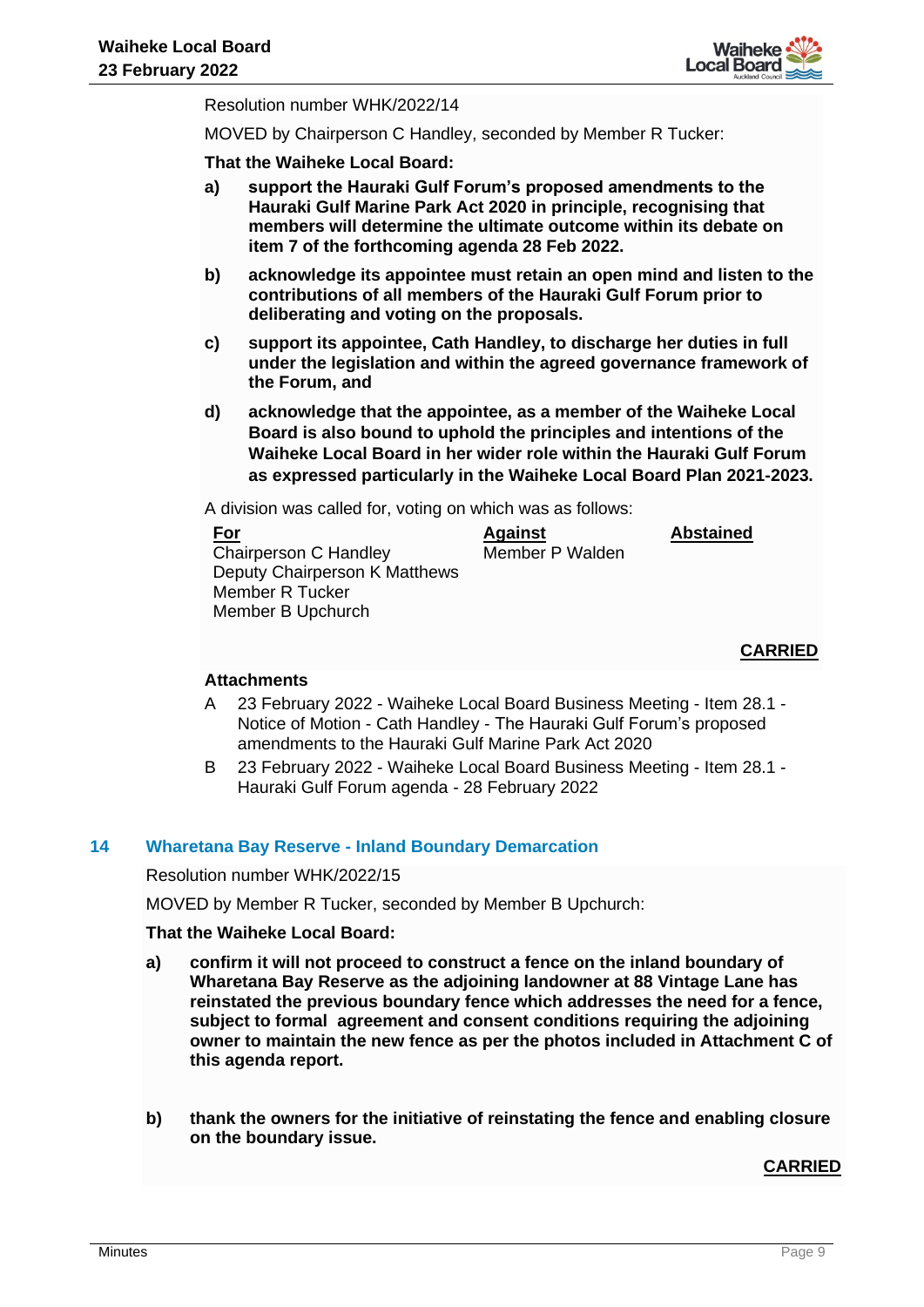Resolution number WHK/2022/14

MOVED by Chairperson C Handley, seconded by Member R Tucker:

**That the Waiheke Local Board:**

**a) support the Hauraki Gulf Forum's proposed amendments to the Hauraki Gulf Marine Park Act 2020 in principle, recognising that members will determine the ultimate outcome within its debate on item 7 of the forthcoming agenda 28 Feb 2022.**

**b) acknowledge its appointee must retain an open mind and listen to the contributions of all members of the Hauraki Gulf Forum prior to deliberating and voting on the proposals.**

**c) support its appointee, Cath Handley, to discharge her duties in full under the legislation and within the agreed governance framework of the Forum, and**

**d) acknowledge that the appointee, as a member of the Waiheke Local Board is also bound to uphold the principles and intentions of the Waiheke Local Board in her wider role within the Hauraki Gulf Forum as expressed particularly in the Waiheke Local Board Plan 2021-2023.**

A division was called for, voting on which was as follows:

| For | Against | Abstained |
|---|---|---|
| Chairperson C Handley<br>Deputy Chairperson K Matthews<br>Member R Tucker<br>Member B Upchurch | Member P Walden | |

**CARRIED**

**Attachments**

A 23 February 2022 - Waiheke Local Board Business Meeting - Item 28.1 - Notice of Motion - Cath Handley - The Hauraki Gulf Forum's proposed amendments to the Hauraki Gulf Marine Park Act 2020

B 23 February 2022 - Waiheke Local Board Business Meeting - Item 28.1 - Hauraki Gulf Forum agenda - 28 February 2022

## 14 Wharetana Bay Reserve - Inland Boundary Demarcation

Resolution number WHK/2022/15

MOVED by Member R Tucker, seconded by Member B Upchurch:

**That the Waiheke Local Board:**

**a) confirm it will not proceed to construct a fence on the inland boundary of Wharetana Bay Reserve as the adjoining landowner at 88 Vintage Lane has reinstated the previous boundary fence which addresses the need for a fence, subject to formal agreement and consent conditions requiring the adjoining owner to maintain the new fence as per the photos included in Attachment C of this agenda report.**

**b) thank the owners for the initiative of reinstating the fence and enabling closure on the boundary issue.**

**CARRIED**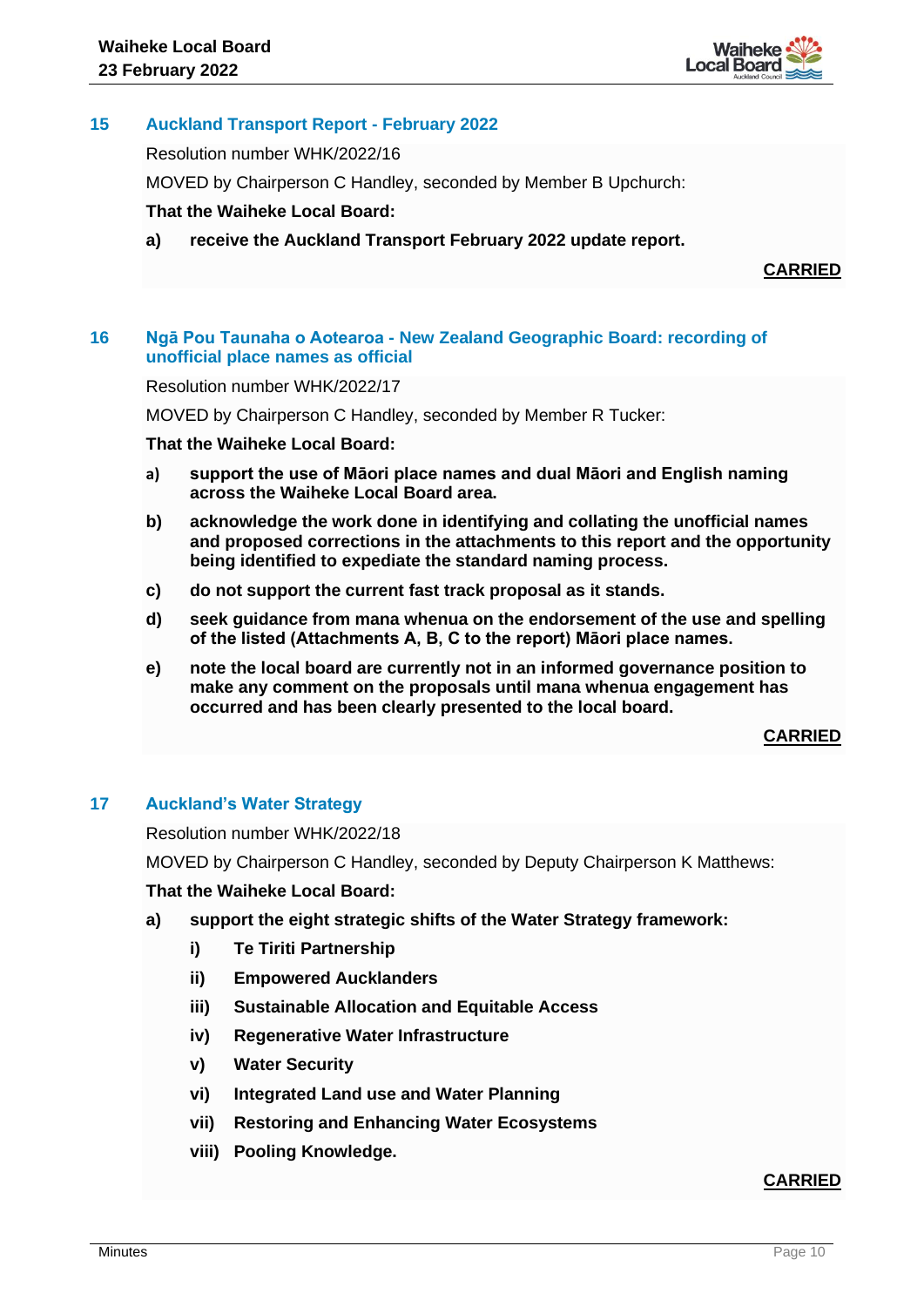## 15 Auckland Transport Report - February 2022

Resolution number WHK/2022/16

MOVED by Chairperson C Handley, seconded by Member B Upchurch:

**That the Waiheke Local Board:**

**a) receive the Auckland Transport February 2022 update report.**

**CARRIED**

## 16 Ngā Pou Taunaha o Aotearoa - New Zealand Geographic Board: recording of unofficial place names as official

Resolution number WHK/2022/17

MOVED by Chairperson C Handley, seconded by Member R Tucker:

**That the Waiheke Local Board:**

**a) support the use of Māori place names and dual Māori and English naming across the Waiheke Local Board area.**

**b) acknowledge the work done in identifying and collating the unofficial names and proposed corrections in the attachments to this report and the opportunity being identified to expediate the standard naming process.**

**c) do not support the current fast track proposal as it stands.**

**d) seek guidance from mana whenua on the endorsement of the use and spelling of the listed (Attachments A, B, C to the report) Māori place names.**

**e) note the local board are currently not in an informed governance position to make any comment on the proposals until mana whenua engagement has occurred and has been clearly presented to the local board.**

**CARRIED**

## 17 Auckland's Water Strategy

Resolution number WHK/2022/18

MOVED by Chairperson C Handley, seconded by Deputy Chairperson K Matthews:

**That the Waiheke Local Board:**

**a) support the eight strategic shifts of the Water Strategy framework:**

**i) Te Tiriti Partnership**

**ii) Empowered Aucklanders**

**iii) Sustainable Allocation and Equitable Access**

**iv) Regenerative Water Infrastructure**

**v) Water Security**

**vi) Integrated Land use and Water Planning**

**vii) Restoring and Enhancing Water Ecosystems**

**viii) Pooling Knowledge.**

**CARRIED**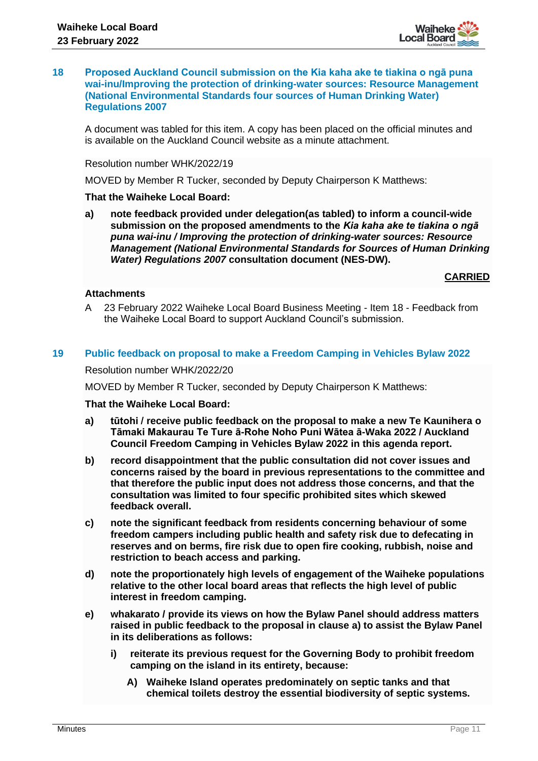## 18 Proposed Auckland Council submission on the Kia kaha ake te tiakina o ngā puna wai-inu/Improving the protection of drinking-water sources: Resource Management (National Environmental Standards four sources of Human Drinking Water) Regulations 2007

A document was tabled for this item. A copy has been placed on the official minutes and is available on the Auckland Council website as a minute attachment.

Resolution number WHK/2022/19

MOVED by Member R Tucker, seconded by Deputy Chairperson K Matthews:

**That the Waiheke Local Board:**

**a) note feedback provided under delegation(as tabled) to inform a council-wide submission on the proposed amendments to the *Kia kaha ake te tiakina o ngā puna wai-inu / Improving the protection of drinking-water sources: Resource Management (National Environmental Standards for Sources of Human Drinking Water) Regulations 2007* consultation document (NES-DW).**

**CARRIED**

**Attachments**

A 23 February 2022 Waiheke Local Board Business Meeting - Item 18 - Feedback from the Waiheke Local Board to support Auckland Council's submission.

## 19 Public feedback on proposal to make a Freedom Camping in Vehicles Bylaw 2022

Resolution number WHK/2022/20

MOVED by Member R Tucker, seconded by Deputy Chairperson K Matthews:

**That the Waiheke Local Board:**

**a) tūtohi / receive public feedback on the proposal to make a new Te Kaunihera o Tāmaki Makaurau Te Ture ā-Rohe Noho Puni Wātea ā-Waka 2022 / Auckland Council Freedom Camping in Vehicles Bylaw 2022 in this agenda report.**

**b) record disappointment that the public consultation did not cover issues and concerns raised by the board in previous representations to the committee and that therefore the public input does not address those concerns, and that the consultation was limited to four specific prohibited sites which skewed feedback overall.**

**c) note the significant feedback from residents concerning behaviour of some freedom campers including public health and safety risk due to defecating in reserves and on berms, fire risk due to open fire cooking, rubbish, noise and restriction to beach access and parking.**

**d) note the proportionately high levels of engagement of the Waiheke populations relative to the other local board areas that reflects the high level of public interest in freedom camping.**

**e) whakarato / provide its views on how the Bylaw Panel should address matters raised in public feedback to the proposal in clause a) to assist the Bylaw Panel in its deliberations as follows:**

**i) reiterate its previous request for the Governing Body to prohibit freedom camping on the island in its entirety, because:**

**A) Waiheke Island operates predominately on septic tanks and that chemical toilets destroy the essential biodiversity of septic systems.**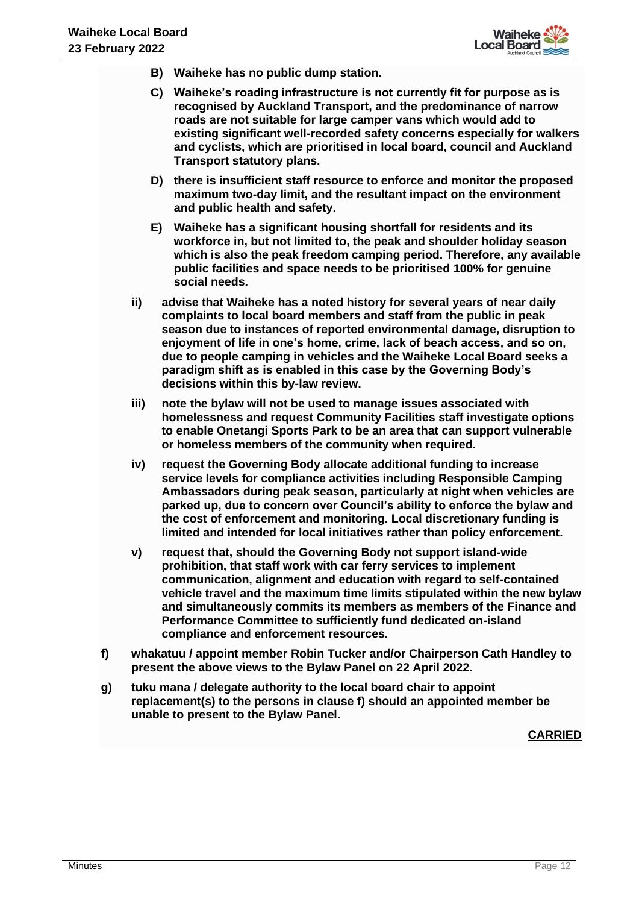**B) Waiheke has no public dump station.**

**C) Waiheke's roading infrastructure is not currently fit for purpose as is recognised by Auckland Transport, and the predominance of narrow roads are not suitable for large camper vans which would add to existing significant well-recorded safety concerns especially for walkers and cyclists, which are prioritised in local board, council and Auckland Transport statutory plans.**

**D) there is insufficient staff resource to enforce and monitor the proposed maximum two-day limit, and the resultant impact on the environment and public health and safety.**

**E) Waiheke has a significant housing shortfall for residents and its workforce in, but not limited to, the peak and shoulder holiday season which is also the peak freedom camping period. Therefore, any available public facilities and space needs to be prioritised 100% for genuine social needs.**

**ii) advise that Waiheke has a noted history for several years of near daily complaints to local board members and staff from the public in peak season due to instances of reported environmental damage, disruption to enjoyment of life in one's home, crime, lack of beach access, and so on, due to people camping in vehicles and the Waiheke Local Board seeks a paradigm shift as is enabled in this case by the Governing Body's decisions within this by-law review.**

**iii) note the bylaw will not be used to manage issues associated with homelessness and request Community Facilities staff investigate options to enable Onetangi Sports Park to be an area that can support vulnerable or homeless members of the community when required.**

**iv) request the Governing Body allocate additional funding to increase service levels for compliance activities including Responsible Camping Ambassadors during peak season, particularly at night when vehicles are parked up, due to concern over Council's ability to enforce the bylaw and the cost of enforcement and monitoring. Local discretionary funding is limited and intended for local initiatives rather than policy enforcement.**

**v) request that, should the Governing Body not support island-wide prohibition, that staff work with car ferry services to implement communication, alignment and education with regard to self-contained vehicle travel and the maximum time limits stipulated within the new bylaw and simultaneously commits its members as members of the Finance and Performance Committee to sufficiently fund dedicated on-island compliance and enforcement resources.**

**f) whakatuu / appoint member Robin Tucker and/or Chairperson Cath Handley to present the above views to the Bylaw Panel on 22 April 2022.**

**g) tuku mana / delegate authority to the local board chair to appoint replacement(s) to the persons in clause f) should an appointed member be unable to present to the Bylaw Panel.**

**CARRIED**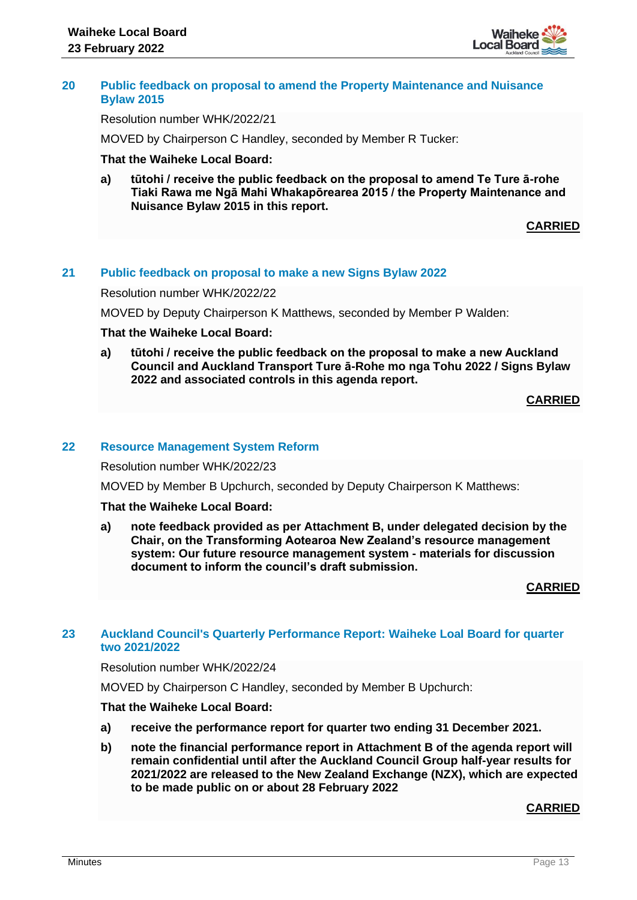## 20 Public feedback on proposal to amend the Property Maintenance and Nuisance Bylaw 2015

Resolution number WHK/2022/21

MOVED by Chairperson C Handley, seconded by Member R Tucker:

**That the Waiheke Local Board:**

**a) tūtohi / receive the public feedback on the proposal to amend Te Ture ā-rohe Tiaki Rawa me Ngā Mahi Whakapōrearea 2015 / the Property Maintenance and Nuisance Bylaw 2015 in this report.**

**CARRIED**

## 21 Public feedback on proposal to make a new Signs Bylaw 2022

Resolution number WHK/2022/22

MOVED by Deputy Chairperson K Matthews, seconded by Member P Walden:

**That the Waiheke Local Board:**

**a) tūtohi / receive the public feedback on the proposal to make a new Auckland Council and Auckland Transport Ture ā-Rohe mo nga Tohu 2022 / Signs Bylaw 2022 and associated controls in this agenda report.**

**CARRIED**

## 22 Resource Management System Reform

Resolution number WHK/2022/23

MOVED by Member B Upchurch, seconded by Deputy Chairperson K Matthews:

**That the Waiheke Local Board:**

**a) note feedback provided as per Attachment B, under delegated decision by the Chair, on the Transforming Aotearoa New Zealand's resource management system: Our future resource management system - materials for discussion document to inform the council's draft submission.**

**CARRIED**

## 23 Auckland Council's Quarterly Performance Report: Waiheke Loal Board for quarter two 2021/2022

Resolution number WHK/2022/24

MOVED by Chairperson C Handley, seconded by Member B Upchurch:

**That the Waiheke Local Board:**

**a) receive the performance report for quarter two ending 31 December 2021.**

**b) note the financial performance report in Attachment B of the agenda report will remain confidential until after the Auckland Council Group half-year results for 2021/2022 are released to the New Zealand Exchange (NZX), which are expected to be made public on or about 28 February 2022**

**CARRIED**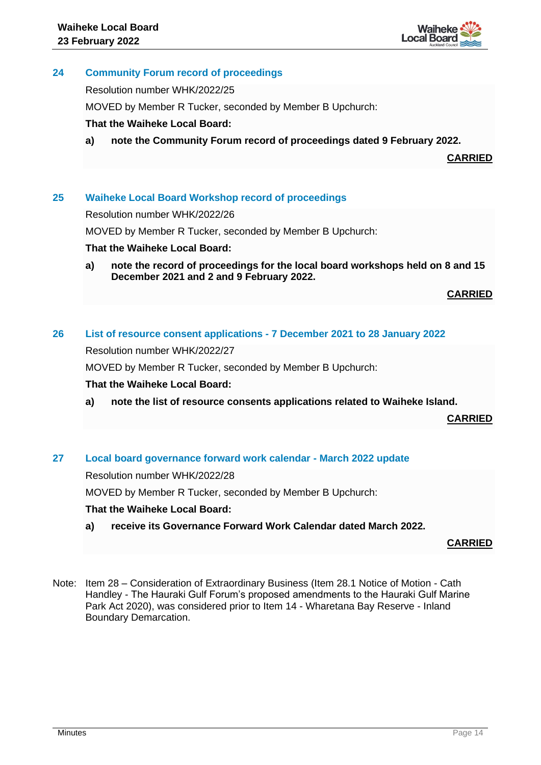## 24 Community Forum record of proceedings

Resolution number WHK/2022/25

MOVED by Member R Tucker, seconded by Member B Upchurch:

**That the Waiheke Local Board:**

**a) note the Community Forum record of proceedings dated 9 February 2022.**

**CARRIED**

## 25 Waiheke Local Board Workshop record of proceedings

Resolution number WHK/2022/26

MOVED by Member R Tucker, seconded by Member B Upchurch:

**That the Waiheke Local Board:**

**a) note the record of proceedings for the local board workshops held on 8 and 15 December 2021 and 2 and 9 February 2022.**

**CARRIED**

## 26 List of resource consent applications - 7 December 2021 to 28 January 2022

Resolution number WHK/2022/27

MOVED by Member R Tucker, seconded by Member B Upchurch:

**That the Waiheke Local Board:**

**a) note the list of resource consents applications related to Waiheke Island.**

**CARRIED**

## 27 Local board governance forward work calendar - March 2022 update

Resolution number WHK/2022/28

MOVED by Member R Tucker, seconded by Member B Upchurch:

**That the Waiheke Local Board:**

**a) receive its Governance Forward Work Calendar dated March 2022.**

**CARRIED**

Note: Item 28 – Consideration of Extraordinary Business (Item 28.1 Notice of Motion - Cath Handley - The Hauraki Gulf Forum's proposed amendments to the Hauraki Gulf Marine Park Act 2020), was considered prior to Item 14 - Wharetana Bay Reserve - Inland Boundary Demarcation.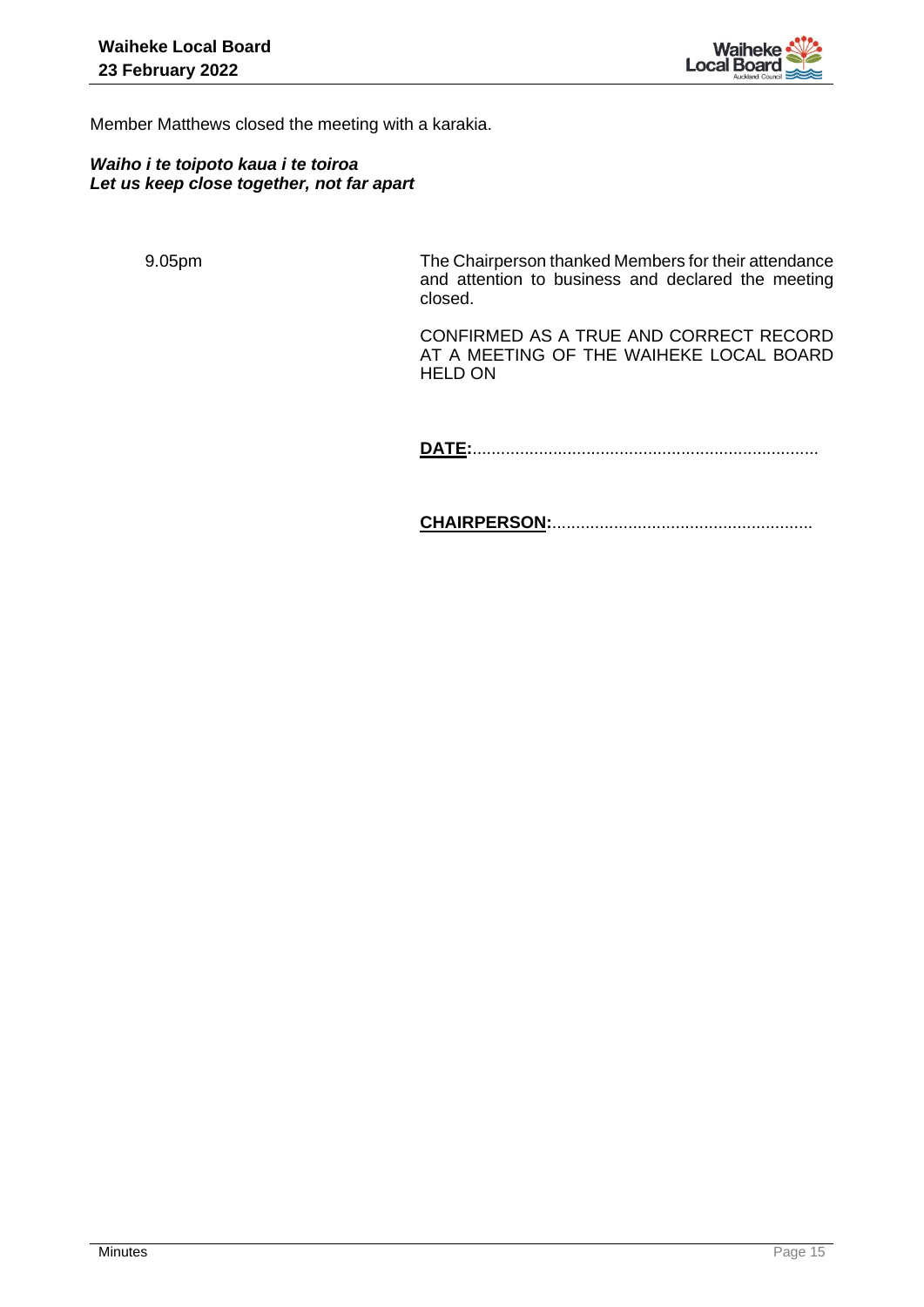Member Matthews closed the meeting with a karakia.

***Waiho i te toipoto kaua i te toiroa***
***Let us keep close together, not far apart***

| | |
|---|---|
| 9.05pm | The Chairperson thanked Members for their attendance and attention to business and declared the meeting closed. |
| | CONFIRMED AS A TRUE AND CORRECT RECORD AT A MEETING OF THE WAIHEKE LOCAL BOARD HELD ON |
| | **DATE:**......................................................................... |
| | **CHAIRPERSON:**...................................................... |